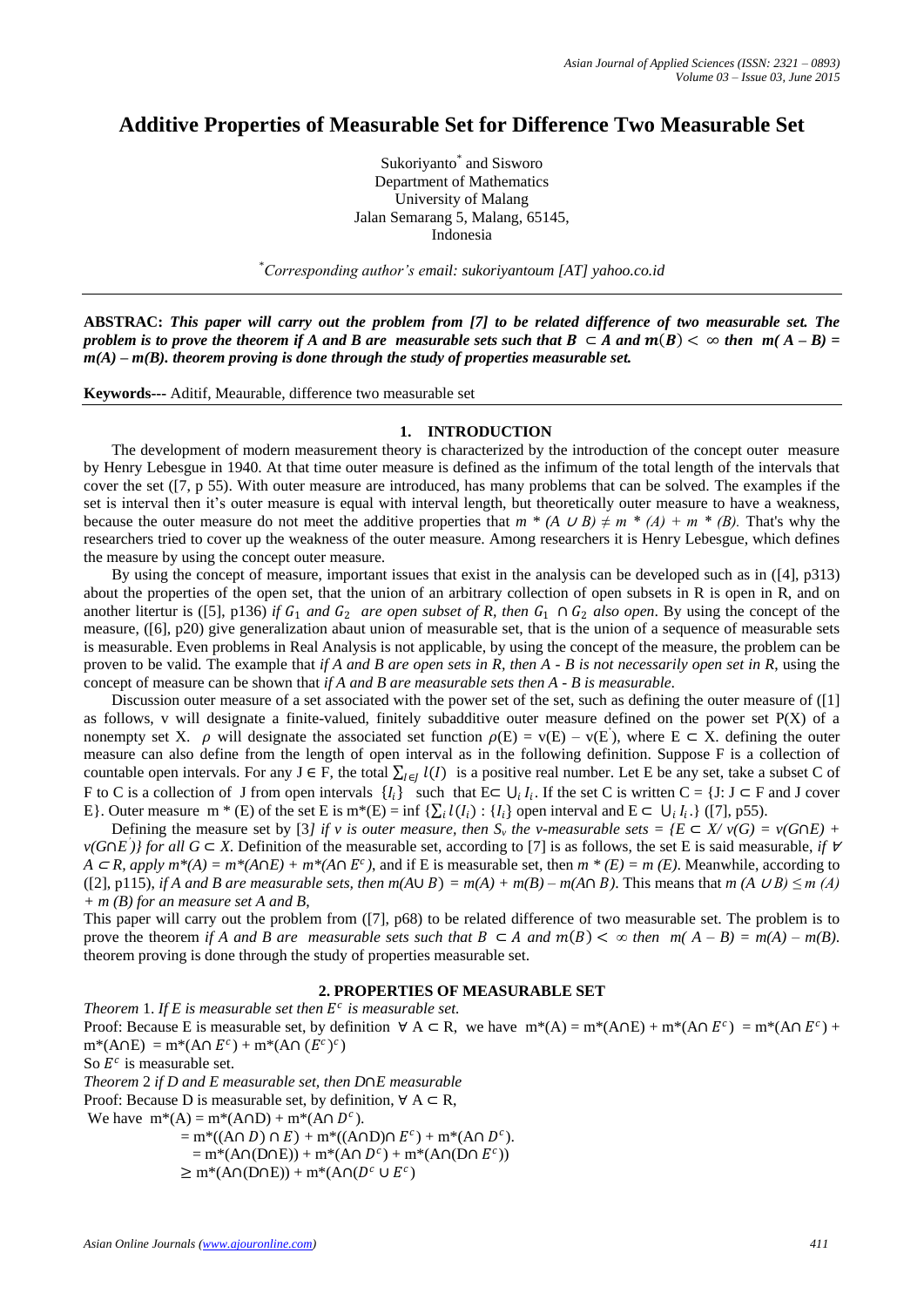# Additive Properties of Measurable Set for Difference Two Measurable Set

Sukoriyanto* and Sisworo
Department of Mathematics
University of Malang
Jalan Semarang 5, Malang, 65145,
Indonesia

*Corresponding author's email: sukoriyantoum [AT] yahoo.co.id

---

**ABSTRAC:** ***This paper will carry out the problem from [7] to be related difference of two measurable set. The problem is to prove the theorem if A and B are measurable sets such that $B \subset A$ and $m(B) < \infty$ then $m(A - B) = m(A) - m(B)$. theorem proving is done through the study of properties measurable set.***

**Keywords---** Aditif, Meaurable, difference two measurable set

---

## 1. INTRODUCTION

The development of modern measurement theory is characterized by the introduction of the concept outer measure by Henry Lebesgue in 1940. At that time outer measure is defined as the infimum of the total length of the intervals that cover the set ([7, p 55). With outer measure are introduced, has many problems that can be solved. The examples if the set is interval then it's outer measure is equal with interval length, but theoretically outer measure to have a weakness, because the outer measure do not meet the additive properties that $m^*(A \cup B) \neq m^*(A) + m^*(B)$. That's why the researchers tried to cover up the weakness of the outer measure. Among researchers it is Henry Lebesgue, which defines the measure by using the concept outer measure.

By using the concept of measure, important issues that exist in the analysis can be developed such as in ([4], p313) about the properties of the open set, that the union of an arbitrary collection of open subsets in R is open in R, and on another litertur is ([5], p136) *if $G_1$ and $G_2$ are open subset of R, then $G_1 \cap G_2$ also open*. By using the concept of the measure, ([6], p20) give generalization abaut union of measurable set, that is the union of a sequence of measurable sets is measurable. Even problems in Real Analysis is not applicable, by using the concept of the measure, the problem can be proven to be valid. The example that *if A and B are open sets in R, then A - B is not necessarily open set in R*, using the concept of measure can be shown that *if A and B are measurable sets then A - B is measurable*.

Discussion outer measure of a set associated with the power set of the set, such as defining the outer measure of ([1] as follows, v will designate a finite-valued, finitely subadditive outer measure defined on the power set P(X) of a nonempty set X. $\rho$ will designate the associated set function $\rho(E) = v(E) - v(E')$, where $E \subset X$. defining the outer measure can also define from the length of open interval as in the following definition. Suppose F is a collection of countable open intervals. For any $J \in F$, the total $\sum_{I \in J} l(I)$ is a positive real number. Let E be any set, take a subset C of F to C is a collection of J from open intervals $\{I_i\}$ such that $E \subset \bigcup_i I_i$. If the set C is written C = {J: $J \subset F$ and J cover E}. Outer measure $m^*(E)$ of the set E is $m^*(E) = \inf\{\sum_i l(I_i) : \{I_i\}$ open interval and $E \subset \bigcup_i I_i.\}$ ([7], p55).

Defining the measure set by [3] *if v is outer measure, then $S_v$ the v-measurable sets = $\{E \subset X / v(G) = v(G \cap E) + v(G \cap E')\}$ for all $G \subset X$*. Definition of the measurable set, according to [7] is as follows, the set E is said measurable, *if $\forall A \subset R$, apply $m^*(A) = m^*(A \cap E) + m^*(A \cap E^c)$*, and if E is measurable set, then $m^*(E) = m(E)$. Meanwhile, according to ([2], p115), *if A and B are measurable sets, then $m(A \cup B) = m(A) + m(B) - m(A \cap B)$*. This means that $m(A \cup B) \leq m(A) + m(B)$ *for an measure set A and B*,

This paper will carry out the problem from ([7], p68) to be related difference of two measurable set. The problem is to prove the theorem *if A and B are measurable sets such that $B \subset A$ and $m(B) < \infty$ then $m(A - B) = m(A) - m(B)$*. theorem proving is done through the study of properties measurable set.

## 2. PROPERTIES OF MEASURABLE SET

*Theorem* 1. *If E is measurable set then $E^c$ is measurable set.*

Proof: Because E is measurable set, by definition $\forall A \subset R$, we have $m^*(A) = m^*(A \cap E) + m^*(A \cap E^c) = m^*(A \cap E^c) + m^*(A \cap E) = m^*(A \cap E^c) + m^*(A \cap (E^c)^c)$

So $E^c$ is measurable set.

*Theorem* 2 *if D and E measurable set, then $D \cap E$ measurable*

Proof: Because D is measurable set, by definition, $\forall A \subset R$,

We have $m^*(A) = m^*(A \cap D) + m^*(A \cap D^c)$.

$$= m^*((A \cap D) \cap E) + m^*((A \cap D) \cap E^c) + m^*(A \cap D^c).$$

$$= m^*(A \cap (D \cap E)) + m^*(A \cap D^c) + m^*(A \cap (D \cap E^c))$$

$$\geq m^*(A \cap (D \cap E)) + m^*(A \cap (D^c \cup E^c)$$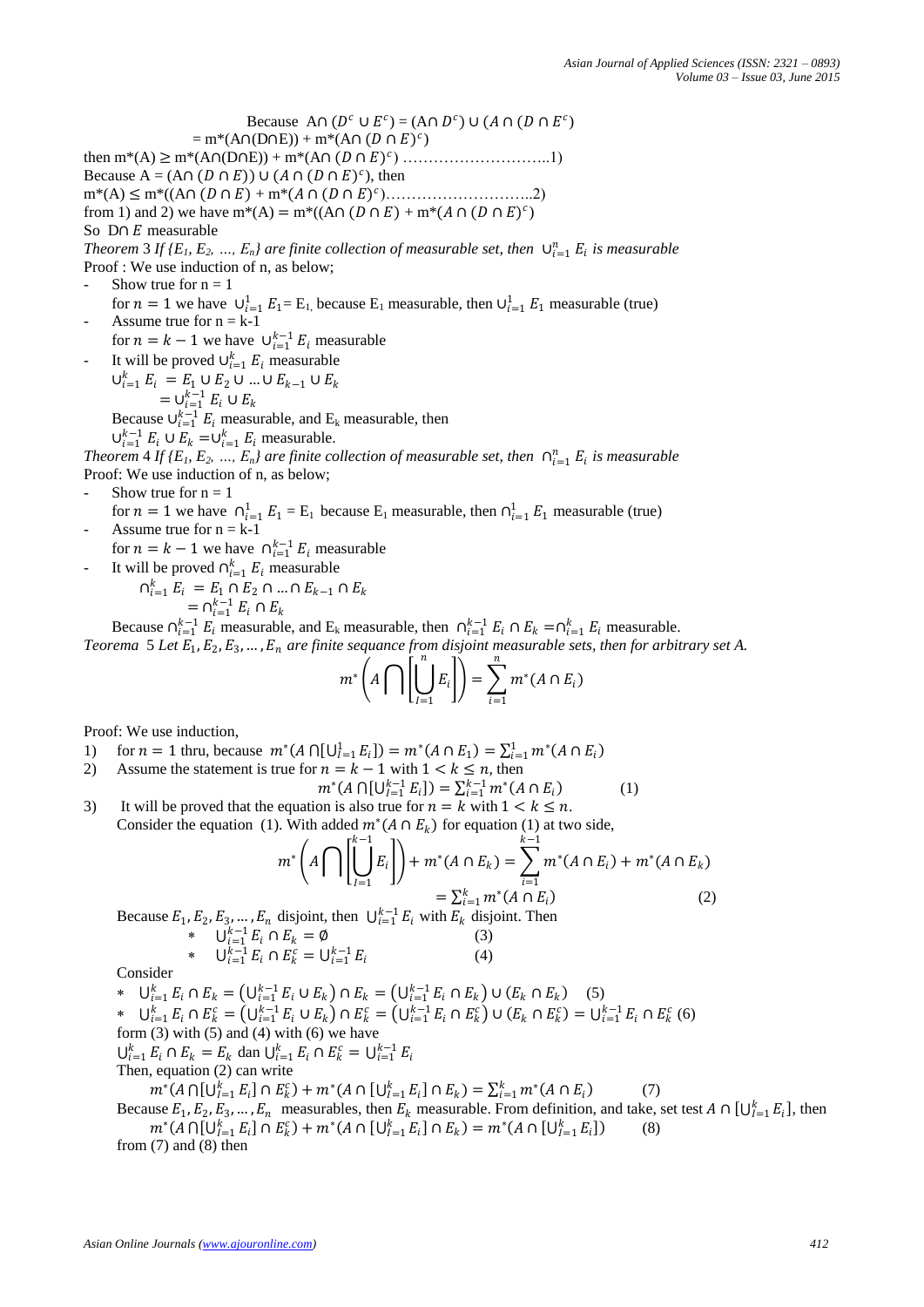Because $A \cap (D^c \cup E^c) = (A \cap D^c) \cup (A \cap (D \cap E^c)$

$= m^*(A \cap (D \cap E)) + m^*(A \cap (D \cap E)^c)$

then $m^*(A) \geq m^*(A \cap (D \cap E)) + m^*(A \cap (D \cap E)^c)$ ………………………..1)

Because $A = (A \cap (D \cap E)) \cup (A \cap (D \cap E)^c)$, then

$m^*(A) \leq m^*((A \cap (D \cap E) + m^*(A \cap (D \cap E)^c)$………………………..2)

from 1) and 2) we have $m^*(A) = m^*((A \cap (D \cap E) + m^*(A \cap (D \cap E)^c)$

So $D \cap E$ measurable

*Theorem* 3 *If* $\{E_1, E_2, \ldots, E_n\}$ *are finite collection of measurable set, then* $\cup_{i=1}^{n} E_i$ *is measurable*

Proof : We use induction of n, as below;

- Show true for n = 1
  for $n = 1$ we have $\cup_{i=1}^{1} E_1 = E_1$, because $E_1$ measurable, then $\cup_{i=1}^{1} E_1$ measurable (true)
- Assume true for n = k-1
  for $n = k - 1$ we have $\cup_{i=1}^{k-1} E_i$ measurable
- It will be proved $\cup_{i=1}^{k} E_i$ measurable
  $\cup_{i=1}^{k} E_i = E_1 \cup E_2 \cup \ldots \cup E_{k-1} \cup E_k$
  $= \cup_{i=1}^{k-1} E_i \cup E_k$
  Because $\cup_{i=1}^{k-1} E_i$ measurable, and $E_k$ measurable, then
  $\cup_{i=1}^{k-1} E_i \cup E_k = \cup_{i=1}^{k} E_i$ measurable.

*Theorem 4 If* $\{E_1, E_2, \ldots, E_n\}$ *are finite collection of measurable set, then* $\cap_{i=1}^{n} E_i$ *is measurable*

Proof: We use induction of n, as below;

- Show true for n = 1
  for $n = 1$ we have $\cap_{i=1}^{1} E_1 = E_1$ because $E_1$ measurable, then $\cap_{i=1}^{1} E_1$ measurable (true)
- Assume true for n = k-1
  for $n = k - 1$ we have $\cap_{i=1}^{k-1} E_i$ measurable
- It will be proved $\cap_{i=1}^{k} E_i$ measurable
  $\cap_{i=1}^{k} E_i = E_1 \cap E_2 \cap \ldots \cap E_{k-1} \cap E_k$
  $= \cap_{i=1}^{k-1} E_i \cap E_k$

  Because $\cap_{i=1}^{k-1} E_i$ measurable, and $E_k$ measurable, then $\cap_{i=1}^{k-1} E_i \cap E_k = \cap_{i=1}^{k} E_i$ measurable.

*Teorema* 5 *Let* $E_1, E_2, E_3, \ldots, E_n$ *are finite sequance from disjoint measurable sets, then for arbitrary set A.*

$$m^*\left(A \bigcap \left[\bigcup_{I=1}^{n} E_i\right]\right) = \sum_{i=1}^{n} m^*(A \cap E_i)$$

Proof: We use induction,

1) for $n = 1$ thru, because $m^*(A \cap [\cup_{I=1}^{1} E_i]) = m^*(A \cap E_1) = \sum_{i=1}^{1} m^*(A \cap E_i)$
2) Assume the statement is true for $n = k - 1$ with $1 < k \leq n$, then
$$m^*(A \cap [\cup_{I=1}^{k-1} E_i]) = \sum_{i=1}^{k-1} m^*(A \cap E_i) \qquad (1)$$
3) It will be proved that the equation is also true for $n = k$ with $1 < k \leq n$.
Consider the equation (1). With added $m^*(A \cap E_k)$ for equation (1) at two side,
$$m^*\left(A \bigcap \left[\bigcup_{I=1}^{k-1} E_i\right]\right) + m^*(A \cap E_k) = \sum_{i=1}^{k-1} m^*(A \cap E_i) + m^*(A \cap E_k)$$
$$= \sum_{i=1}^{k} m^*(A \cap E_i) \qquad (2)$$
Because $E_1, E_2, E_3, \ldots, E_n$ disjoint, then $\cup_{i=1}^{k-1} E_i$ with $E_k$ disjoint. Then
   * $\cup_{i=1}^{k-1} E_i \cap E_k = \emptyset$ (3)
   * $\cup_{i=1}^{k-1} E_i \cap E_k^c = \cup_{i=1}^{k-1} E_i$ (4)

Consider

* $\cup_{i=1}^{k} E_i \cap E_k = \left(\cup_{i=1}^{k-1} E_i \cup E_k\right) \cap E_k = \left(\cup_{i=1}^{k-1} E_i \cap E_k\right) \cup (E_k \cap E_k)$ (5)
* $\cup_{i=1}^{k} E_i \cap E_k^c = \left(\cup_{i=1}^{k-1} E_i \cup E_k\right) \cap E_k^c = \left(\cup_{i=1}^{k-1} E_i \cap E_k^c\right) \cup (E_k \cap E_k^c) = \cup_{i=1}^{k-1} E_i \cap E_k^c$ (6)

form (3) with (5) and (4) with (6) we have

$\cup_{i=1}^{k} E_i \cap E_k = E_k$ dan $\cup_{i=1}^{k} E_i \cap E_k^c = \cup_{i=1}^{k-1} E_i$

Then, equation (2) can write

$$m^*(A \cap [\cup_{I=1}^{k} E_i] \cap E_k^c) + m^*(A \cap [\cup_{I=1}^{k} E_i] \cap E_k) = \sum_{i=1}^{k} m^*(A \cap E_i) \qquad (7)$$

Because $E_1, E_2, E_3, \ldots, E_n$ measurables, then $E_k$ measurable. From definition, and take, set test $A \cap [\cup_{I=1}^{k} E_i]$, then

$$m^*(A \cap [\cup_{I=1}^{k} E_i] \cap E_k^c) + m^*(A \cap [\cup_{I=1}^{k} E_i] \cap E_k) = m^*(A \cap [\cup_{I=1}^{k} E_i]) \qquad (8)$$

from (7) and (8) then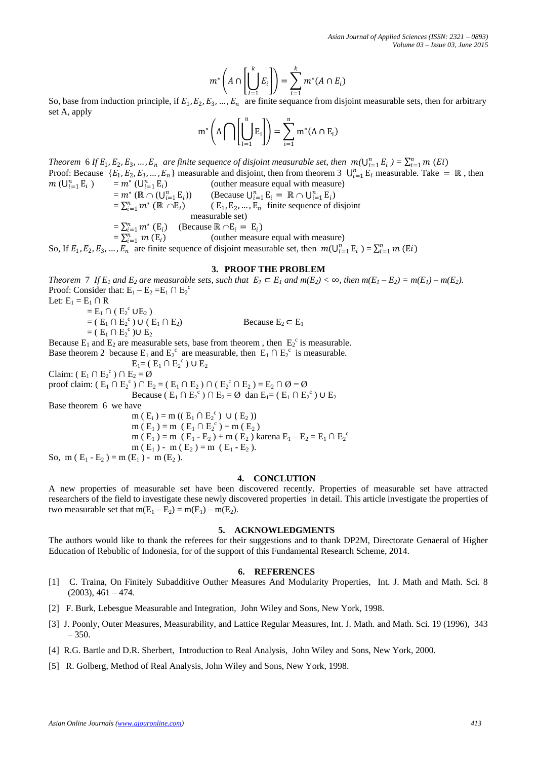$$m^*\left(A \cap \left[\bigcup_{l=1}^{k} E_i\right]\right) = \sum_{i=1}^{k} m^*(A \cap E_i)$$

So, base from induction principle, if $E_1, E_2, E_3, \ldots, E_n$ are finite sequance from disjoint measurable sets, then for arbitrary set A, apply

$$m^*\left(A \bigcap \left[\bigcup_{l=1}^{n} E_i\right]\right) = \sum_{i=1}^{n} m^*(A \cap E_i)$$

*Theorem 6 If $E_1, E_2, E_3, \ldots, E_n$ are finite sequence of disjoint measurable set, then $m(\bigcup_{i=1}^{n} E_i) = \sum_{i=1}^{n} m(Ei)$*

Proof: Because $\{E_1, E_2, E_3, \ldots, E_n\}$ measurable and disjoint, then from theorem 3 $\bigcup_{i=1}^{n} E_i$ measurable. Take $= \mathbb{R}$ , then

$m(\bigcup_{i=1}^{n} E_i) = m^*(\bigcup_{i=1}^{n} E_i)$ (outher measure equal with measure)

$= m^*(\mathbb{R} \cap (\bigcup_{i=1}^{n} E_i))$ (Because $\bigcup_{i=1}^{n} E_i = \mathbb{R} \cap \bigcup_{i=1}^{n} E_i$)

$= \sum_{i=1}^{n} m^*(\mathbb{R} \cap E_i)$ ($E_1, E_2, \ldots, E_n$ finite sequence of disjoint measurable set)

$= \sum_{i=1}^{n} m^*(E_i)$ (Because $\mathbb{R} \cap E_i = E_i$)

$= \sum_{i=1}^{n} m(E_i)$ (outher measure equal with measure)

So, If $E_1, E_2, E_3, \ldots, E_n$ are finite sequence of disjoint measurable set, then $m(\bigcup_{i=1}^{n} E_i) = \sum_{i=1}^{n} m(Ei)$

## 3. PROOF THE PROBLEM

*Theorem 7 If $E_1$ and $E_2$ are measurable sets, such that $E_2 \subset E_1$ and $m(E_2) < \infty$, then $m(E_1 - E_2) = m(E_1) - m(E_2)$.*

Proof: Consider that: $E_1 - E_2 = E_1 \cap E_2^c$

Let: $E_1 = E_1 \cap R$

$= E_1 \cap (E_2^c \cup E_2)$

$= (E_1 \cap E_2^c) \cup (E_1 \cap E_2)$ Because $E_2 \subset E_1$

$= (E_1 \cap E_2^c) \cup E_2$

Because $E_1$ and $E_2$ are measurable sets, base from theorem , then $E_2^c$ is measurable.

Base theorem 2 because $E_1$ and $E_2^c$ are measurable, then $E_1 \cap E_2^c$ is measurable.

$$E_1 = (E_1 \cap E_2^c) \cup E_2$$

Claim: $(E_1 \cap E_2^c) \cap E_2 = \emptyset$

proof claim: $(E_1 \cap E_2^c) \cap E_2 = (E_1 \cap E_2) \cap (E_2^c \cap E_2) = E_2 \cap \emptyset = \emptyset$

Because $(E_1 \cap E_2^c) \cap E_2 = \emptyset$ dan $E_1 = (E_1 \cap E_2^c) \cup E_2$

Base theorem 6 we have

$m(E_1) = m((E_1 \cap E_2^c) \cup (E_2))$

$m(E_1) = m(E_1 \cap E_2^c) + m(E_2)$

$m(E_1) = m(E_1 - E_2) + m(E_2)$ karena $E_1 - E_2 = E_1 \cap E_2^c$

$m(E_1) - m(E_2) = m(E_1 - E_2)$.

So, $m(E_1 - E_2) = m(E_1) - m(E_2)$.

## 4. CONCLUTION

A new properties of measurable set have been discovered recently. Properties of measurable set have attracted researchers of the field to investigate these newly discovered properties in detail. This article investigate the properties of two measurable set that $m(E_1 - E_2) = m(E_1) - m(E_2)$.

## 5. ACKNOWLEDGMENTS

The authors would like to thank the referees for their suggestions and to thank DP2M, Directorate Genaeral of Higher Education of Rebublic of Indonesia, for of the support of this Fundamental Research Scheme, 2014.

## 6. REFERENCES

[1] C. Traina, On Finitely Subadditive Outher Measures And Modularity Properties, Int. J. Math and Math. Sci. 8 (2003), 461 – 474.

[2] F. Burk, Lebesgue Measurable and Integration, John Wiley and Sons, New York, 1998.

[3] J. Poonly, Outer Measures, Measurability, and Lattice Regular Measures, Int. J. Math. and Math. Sci. 19 (1996), 343 – 350.

[4] R.G. Bartle and D.R. Sherbert, Introduction to Real Analysis, John Wiley and Sons, New York, 2000.

[5] R. Golberg, Method of Real Analysis, John Wiley and Sons, New York, 1998.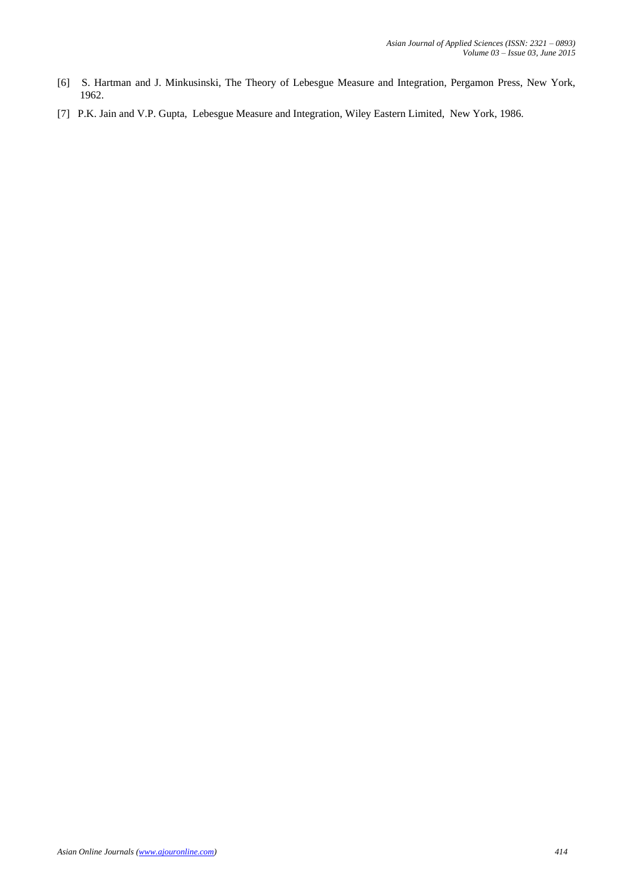[6] S. Hartman and J. Minkusinski, The Theory of Lebesgue Measure and Integration, Pergamon Press, New York, 1962.

[7] P.K. Jain and V.P. Gupta, Lebesgue Measure and Integration, Wiley Eastern Limited, New York, 1986.